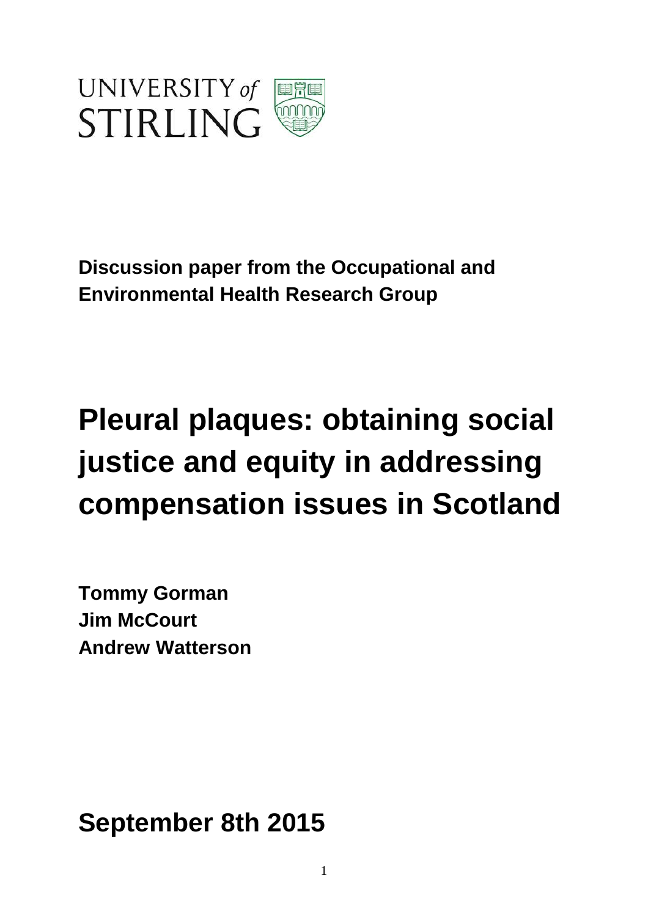UNIVERSITY of STIRLING

**Discussion paper from the Occupational and Environmental Health Research Group**

# Pleural plaques: obtaining social justice and equity in addressing compensation issues in Scotland

**Tommy Gorman**
**Jim McCourt**
**Andrew Watterson**

## September 8th 2015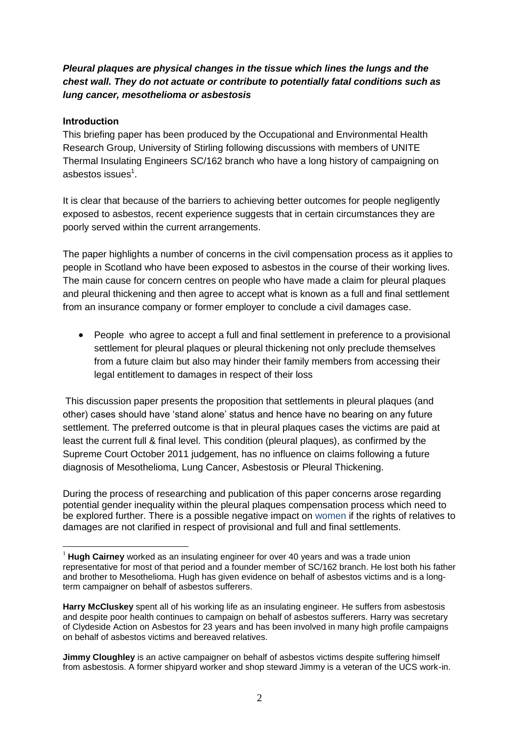***Pleural plaques are physical changes in the tissue which lines the lungs and the chest wall. They do not actuate or contribute to potentially fatal conditions such as lung cancer, mesothelioma or asbestosis***

**Introduction**

This briefing paper has been produced by the Occupational and Environmental Health Research Group, University of Stirling following discussions with members of UNITE Thermal Insulating Engineers SC/162 branch who have a long history of campaigning on asbestos issues[1].

It is clear that because of the barriers to achieving better outcomes for people negligently exposed to asbestos, recent experience suggests that in certain circumstances they are poorly served within the current arrangements.

The paper highlights a number of concerns in the civil compensation process as it applies to people in Scotland who have been exposed to asbestos in the course of their working lives. The main cause for concern centres on people who have made a claim for pleural plaques and pleural thickening and then agree to accept what is known as a full and final settlement from an insurance company or former employer to conclude a civil damages case.

- People who agree to accept a full and final settlement in preference to a provisional settlement for pleural plaques or pleural thickening not only preclude themselves from a future claim but also may hinder their family members from accessing their legal entitlement to damages in respect of their loss

This discussion paper presents the proposition that settlements in pleural plaques (and other) cases should have 'stand alone' status and hence have no bearing on any future settlement. The preferred outcome is that in pleural plaques cases the victims are paid at least the current full & final level. This condition (pleural plaques), as confirmed by the Supreme Court October 2011 judgement, has no influence on claims following a future diagnosis of Mesothelioma, Lung Cancer, Asbestosis or Pleural Thickening.

During the process of researching and publication of this paper concerns arose regarding potential gender inequality within the pleural plaques compensation process which need to be explored further. There is a possible negative impact on women if the rights of relatives to damages are not clarified in respect of provisional and full and final settlements.

---

[1] **Hugh Cairney** worked as an insulating engineer for over 40 years and was a trade union representative for most of that period and a founder member of SC/162 branch. He lost both his father and brother to Mesothelioma. Hugh has given evidence on behalf of asbestos victims and is a long-term campaigner on behalf of asbestos sufferers.

**Harry McCluskey** spent all of his working life as an insulating engineer. He suffers from asbestosis and despite poor health continues to campaign on behalf of asbestos sufferers. Harry was secretary of Clydeside Action on Asbestos for 23 years and has been involved in many high profile campaigns on behalf of asbestos victims and bereaved relatives.

**Jimmy Cloughley** is an active campaigner on behalf of asbestos victims despite suffering himself from asbestosis. A former shipyard worker and shop steward Jimmy is a veteran of the UCS work-in.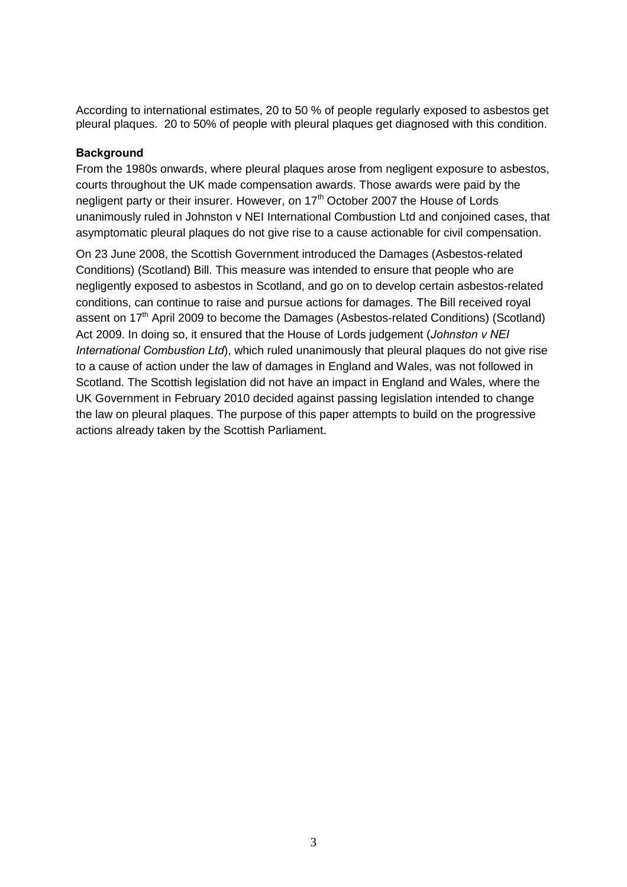According to international estimates, 20 to 50 % of people regularly exposed to asbestos get pleural plaques. 20 to 50% of people with pleural plaques get diagnosed with this condition.

**Background**

From the 1980s onwards, where pleural plaques arose from negligent exposure to asbestos, courts throughout the UK made compensation awards. Those awards were paid by the negligent party or their insurer. However, on 17th October 2007 the House of Lords unanimously ruled in Johnston v NEI International Combustion Ltd and conjoined cases, that asymptomatic pleural plaques do not give rise to a cause actionable for civil compensation.

On 23 June 2008, the Scottish Government introduced the Damages (Asbestos-related Conditions) (Scotland) Bill. This measure was intended to ensure that people who are negligently exposed to asbestos in Scotland, and go on to develop certain asbestos-related conditions, can continue to raise and pursue actions for damages. The Bill received royal assent on 17th April 2009 to become the Damages (Asbestos-related Conditions) (Scotland) Act 2009. In doing so, it ensured that the House of Lords judgement (*Johnston v NEI International Combustion Ltd*), which ruled unanimously that pleural plaques do not give rise to a cause of action under the law of damages in England and Wales, was not followed in Scotland. The Scottish legislation did not have an impact in England and Wales, where the UK Government in February 2010 decided against passing legislation intended to change the law on pleural plaques. The purpose of this paper attempts to build on the progressive actions already taken by the Scottish Parliament.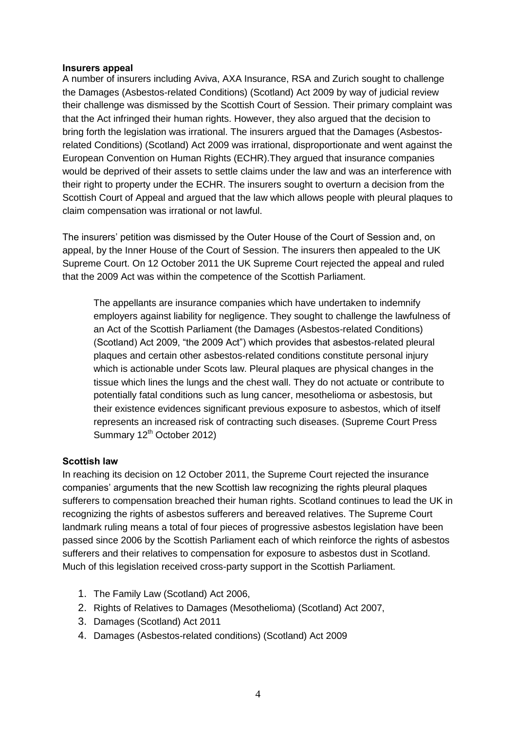**Insurers appeal**

A number of insurers including Aviva, AXA Insurance, RSA and Zurich sought to challenge the Damages (Asbestos-related Conditions) (Scotland) Act 2009 by way of judicial review their challenge was dismissed by the Scottish Court of Session. Their primary complaint was that the Act infringed their human rights. However, they also argued that the decision to bring forth the legislation was irrational. The insurers argued that the Damages (Asbestos-related Conditions) (Scotland) Act 2009 was irrational, disproportionate and went against the European Convention on Human Rights (ECHR).They argued that insurance companies would be deprived of their assets to settle claims under the law and was an interference with their right to property under the ECHR. The insurers sought to overturn a decision from the Scottish Court of Appeal and argued that the law which allows people with pleural plaques to claim compensation was irrational or not lawful.

The insurers' petition was dismissed by the Outer House of the Court of Session and, on appeal, by the Inner House of the Court of Session. The insurers then appealed to the UK Supreme Court. On 12 October 2011 the UK Supreme Court rejected the appeal and ruled that the 2009 Act was within the competence of the Scottish Parliament.

> The appellants are insurance companies which have undertaken to indemnify employers against liability for negligence. They sought to challenge the lawfulness of an Act of the Scottish Parliament (the Damages (Asbestos-related Conditions) (Scotland) Act 2009, "the 2009 Act") which provides that asbestos-related pleural plaques and certain other asbestos-related conditions constitute personal injury which is actionable under Scots law. Pleural plaques are physical changes in the tissue which lines the lungs and the chest wall. They do not actuate or contribute to potentially fatal conditions such as lung cancer, mesothelioma or asbestosis, but their existence evidences significant previous exposure to asbestos, which of itself represents an increased risk of contracting such diseases. (Supreme Court Press Summary 12th October 2012)

**Scottish law**

In reaching its decision on 12 October 2011, the Supreme Court rejected the insurance companies' arguments that the new Scottish law recognizing the rights pleural plaques sufferers to compensation breached their human rights. Scotland continues to lead the UK in recognizing the rights of asbestos sufferers and bereaved relatives. The Supreme Court landmark ruling means a total of four pieces of progressive asbestos legislation have been passed since 2006 by the Scottish Parliament each of which reinforce the rights of asbestos sufferers and their relatives to compensation for exposure to asbestos dust in Scotland. Much of this legislation received cross-party support in the Scottish Parliament.

1. The Family Law (Scotland) Act 2006,
2. Rights of Relatives to Damages (Mesothelioma) (Scotland) Act 2007,
3. Damages (Scotland) Act 2011
4. Damages (Asbestos-related conditions) (Scotland) Act 2009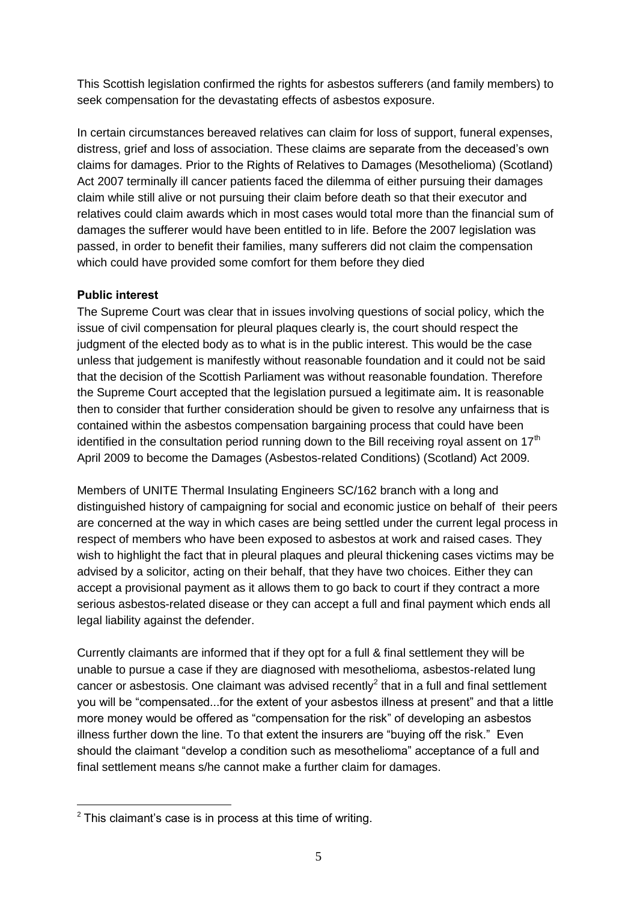This Scottish legislation confirmed the rights for asbestos sufferers (and family members) to seek compensation for the devastating effects of asbestos exposure.

In certain circumstances bereaved relatives can claim for loss of support, funeral expenses, distress, grief and loss of association. These claims are separate from the deceased's own claims for damages. Prior to the Rights of Relatives to Damages (Mesothelioma) (Scotland) Act 2007 terminally ill cancer patients faced the dilemma of either pursuing their damages claim while still alive or not pursuing their claim before death so that their executor and relatives could claim awards which in most cases would total more than the financial sum of damages the sufferer would have been entitled to in life. Before the 2007 legislation was passed, in order to benefit their families, many sufferers did not claim the compensation which could have provided some comfort for them before they died

**Public interest**

The Supreme Court was clear that in issues involving questions of social policy, which the issue of civil compensation for pleural plaques clearly is, the court should respect the judgment of the elected body as to what is in the public interest. This would be the case unless that judgement is manifestly without reasonable foundation and it could not be said that the decision of the Scottish Parliament was without reasonable foundation. Therefore the Supreme Court accepted that the legislation pursued a legitimate aim**.** It is reasonable then to consider that further consideration should be given to resolve any unfairness that is contained within the asbestos compensation bargaining process that could have been identified in the consultation period running down to the Bill receiving royal assent on 17th April 2009 to become the Damages (Asbestos-related Conditions) (Scotland) Act 2009.

Members of UNITE Thermal Insulating Engineers SC/162 branch with a long and distinguished history of campaigning for social and economic justice on behalf of their peers are concerned at the way in which cases are being settled under the current legal process in respect of members who have been exposed to asbestos at work and raised cases. They wish to highlight the fact that in pleural plaques and pleural thickening cases victims may be advised by a solicitor, acting on their behalf, that they have two choices. Either they can accept a provisional payment as it allows them to go back to court if they contract a more serious asbestos-related disease or they can accept a full and final payment which ends all legal liability against the defender.

Currently claimants are informed that if they opt for a full & final settlement they will be unable to pursue a case if they are diagnosed with mesothelioma, asbestos-related lung cancer or asbestosis. One claimant was advised recently[2] that in a full and final settlement you will be "compensated...for the extent of your asbestos illness at present" and that a little more money would be offered as "compensation for the risk" of developing an asbestos illness further down the line. To that extent the insurers are "buying off the risk." Even should the claimant "develop a condition such as mesothelioma" acceptance of a full and final settlement means s/he cannot make a further claim for damages.

---

[2] This claimant's case is in process at this time of writing.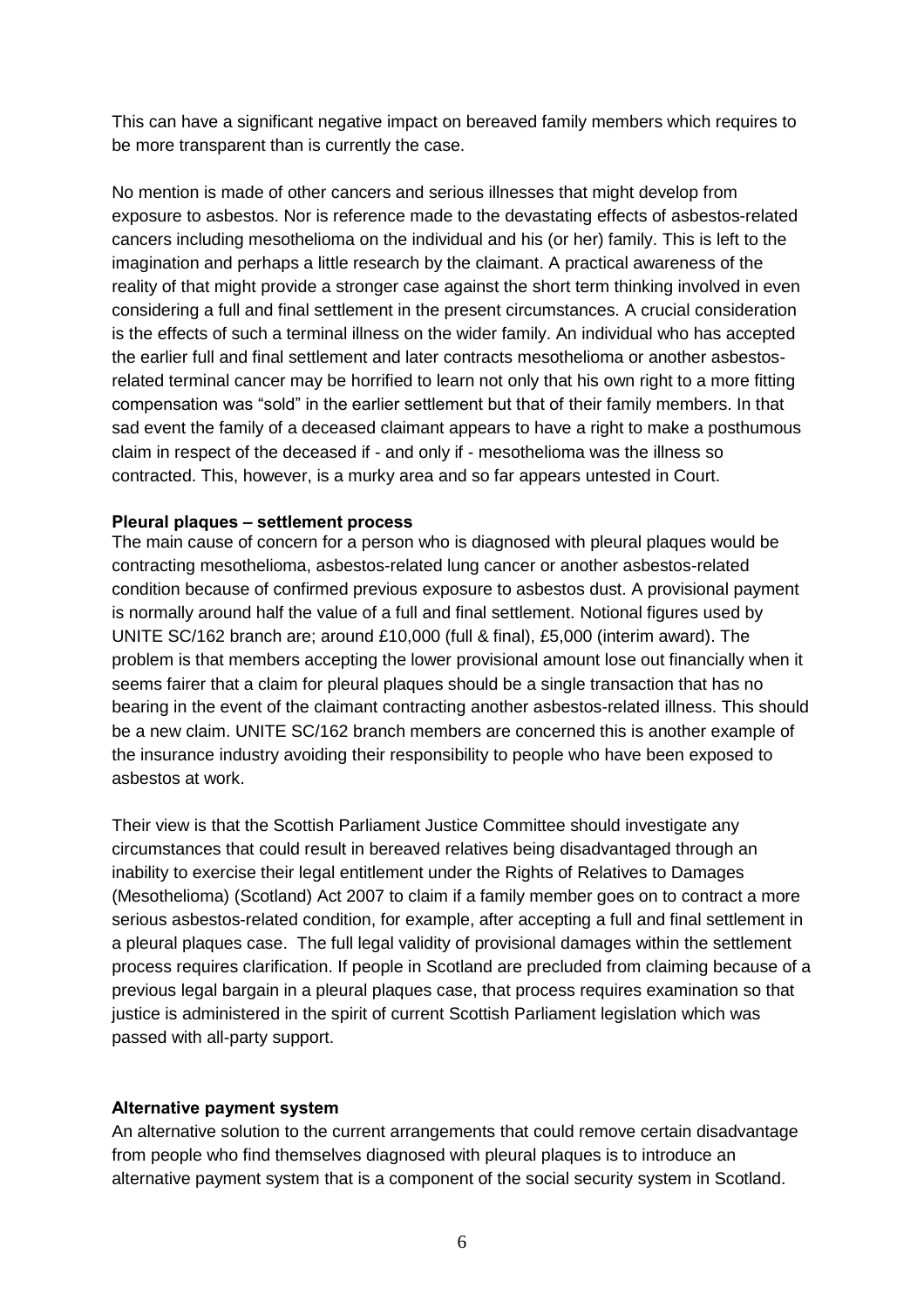This can have a significant negative impact on bereaved family members which requires to be more transparent than is currently the case.

No mention is made of other cancers and serious illnesses that might develop from exposure to asbestos. Nor is reference made to the devastating effects of asbestos-related cancers including mesothelioma on the individual and his (or her) family. This is left to the imagination and perhaps a little research by the claimant. A practical awareness of the reality of that might provide a stronger case against the short term thinking involved in even considering a full and final settlement in the present circumstances. A crucial consideration is the effects of such a terminal illness on the wider family. An individual who has accepted the earlier full and final settlement and later contracts mesothelioma or another asbestos-related terminal cancer may be horrified to learn not only that his own right to a more fitting compensation was "sold" in the earlier settlement but that of their family members. In that sad event the family of a deceased claimant appears to have a right to make a posthumous claim in respect of the deceased if - and only if - mesothelioma was the illness so contracted. This, however, is a murky area and so far appears untested in Court.

**Pleural plaques – settlement process**

The main cause of concern for a person who is diagnosed with pleural plaques would be contracting mesothelioma, asbestos-related lung cancer or another asbestos-related condition because of confirmed previous exposure to asbestos dust. A provisional payment is normally around half the value of a full and final settlement. Notional figures used by UNITE SC/162 branch are; around £10,000 (full & final), £5,000 (interim award). The problem is that members accepting the lower provisional amount lose out financially when it seems fairer that a claim for pleural plaques should be a single transaction that has no bearing in the event of the claimant contracting another asbestos-related illness. This should be a new claim. UNITE SC/162 branch members are concerned this is another example of the insurance industry avoiding their responsibility to people who have been exposed to asbestos at work.

Their view is that the Scottish Parliament Justice Committee should investigate any circumstances that could result in bereaved relatives being disadvantaged through an inability to exercise their legal entitlement under the Rights of Relatives to Damages (Mesothelioma) (Scotland) Act 2007 to claim if a family member goes on to contract a more serious asbestos-related condition, for example, after accepting a full and final settlement in a pleural plaques case. The full legal validity of provisional damages within the settlement process requires clarification. If people in Scotland are precluded from claiming because of a previous legal bargain in a pleural plaques case, that process requires examination so that justice is administered in the spirit of current Scottish Parliament legislation which was passed with all-party support.

**Alternative payment system**

An alternative solution to the current arrangements that could remove certain disadvantage from people who find themselves diagnosed with pleural plaques is to introduce an alternative payment system that is a component of the social security system in Scotland.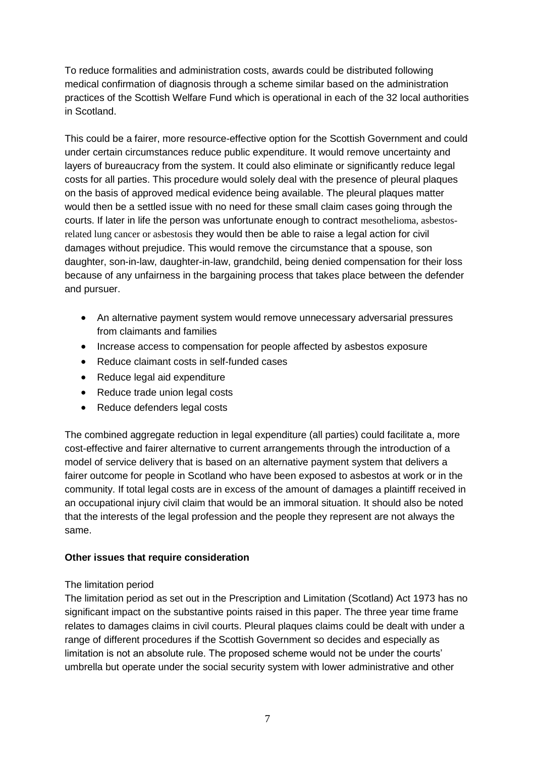To reduce formalities and administration costs, awards could be distributed following medical confirmation of diagnosis through a scheme similar based on the administration practices of the Scottish Welfare Fund which is operational in each of the 32 local authorities in Scotland.

This could be a fairer, more resource-effective option for the Scottish Government and could under certain circumstances reduce public expenditure. It would remove uncertainty and layers of bureaucracy from the system. It could also eliminate or significantly reduce legal costs for all parties. This procedure would solely deal with the presence of pleural plaques on the basis of approved medical evidence being available. The pleural plaques matter would then be a settled issue with no need for these small claim cases going through the courts. If later in life the person was unfortunate enough to contract mesothelioma, asbestos-related lung cancer or asbestosis they would then be able to raise a legal action for civil damages without prejudice. This would remove the circumstance that a spouse, son daughter, son-in-law, daughter-in-law, grandchild, being denied compensation for their loss because of any unfairness in the bargaining process that takes place between the defender and pursuer.

- An alternative payment system would remove unnecessary adversarial pressures from claimants and families
- Increase access to compensation for people affected by asbestos exposure
- Reduce claimant costs in self-funded cases
- Reduce legal aid expenditure
- Reduce trade union legal costs
- Reduce defenders legal costs

The combined aggregate reduction in legal expenditure (all parties) could facilitate a, more cost-effective and fairer alternative to current arrangements through the introduction of a model of service delivery that is based on an alternative payment system that delivers a fairer outcome for people in Scotland who have been exposed to asbestos at work or in the community. If total legal costs are in excess of the amount of damages a plaintiff received in an occupational injury civil claim that would be an immoral situation. It should also be noted that the interests of the legal profession and the people they represent are not always the same.

**Other issues that require consideration**

The limitation period

The limitation period as set out in the Prescription and Limitation (Scotland) Act 1973 has no significant impact on the substantive points raised in this paper. The three year time frame relates to damages claims in civil courts. Pleural plaques claims could be dealt with under a range of different procedures if the Scottish Government so decides and especially as limitation is not an absolute rule. The proposed scheme would not be under the courts' umbrella but operate under the social security system with lower administrative and other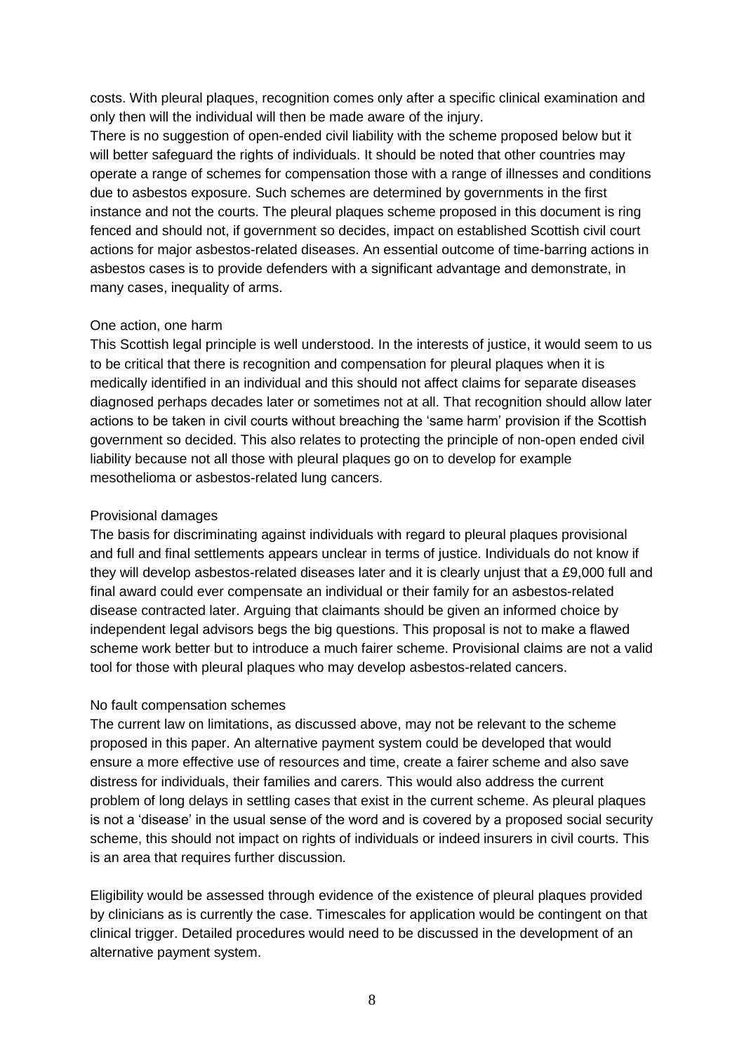costs. With pleural plaques, recognition comes only after a specific clinical examination and only then will the individual will then be made aware of the injury.

There is no suggestion of open-ended civil liability with the scheme proposed below but it will better safeguard the rights of individuals. It should be noted that other countries may operate a range of schemes for compensation those with a range of illnesses and conditions due to asbestos exposure. Such schemes are determined by governments in the first instance and not the courts. The pleural plaques scheme proposed in this document is ring fenced and should not, if government so decides, impact on established Scottish civil court actions for major asbestos-related diseases. An essential outcome of time-barring actions in asbestos cases is to provide defenders with a significant advantage and demonstrate, in many cases, inequality of arms.

### One action, one harm

This Scottish legal principle is well understood. In the interests of justice, it would seem to us to be critical that there is recognition and compensation for pleural plaques when it is medically identified in an individual and this should not affect claims for separate diseases diagnosed perhaps decades later or sometimes not at all. That recognition should allow later actions to be taken in civil courts without breaching the 'same harm' provision if the Scottish government so decided. This also relates to protecting the principle of non-open ended civil liability because not all those with pleural plaques go on to develop for example mesothelioma or asbestos-related lung cancers.

### Provisional damages

The basis for discriminating against individuals with regard to pleural plaques provisional and full and final settlements appears unclear in terms of justice. Individuals do not know if they will develop asbestos-related diseases later and it is clearly unjust that a £9,000 full and final award could ever compensate an individual or their family for an asbestos-related disease contracted later. Arguing that claimants should be given an informed choice by independent legal advisors begs the big questions. This proposal is not to make a flawed scheme work better but to introduce a much fairer scheme. Provisional claims are not a valid tool for those with pleural plaques who may develop asbestos-related cancers.

### No fault compensation schemes

The current law on limitations, as discussed above, may not be relevant to the scheme proposed in this paper. An alternative payment system could be developed that would ensure a more effective use of resources and time, create a fairer scheme and also save distress for individuals, their families and carers. This would also address the current problem of long delays in settling cases that exist in the current scheme. As pleural plaques is not a 'disease' in the usual sense of the word and is covered by a proposed social security scheme, this should not impact on rights of individuals or indeed insurers in civil courts. This is an area that requires further discussion.

Eligibility would be assessed through evidence of the existence of pleural plaques provided by clinicians as is currently the case. Timescales for application would be contingent on that clinical trigger. Detailed procedures would need to be discussed in the development of an alternative payment system.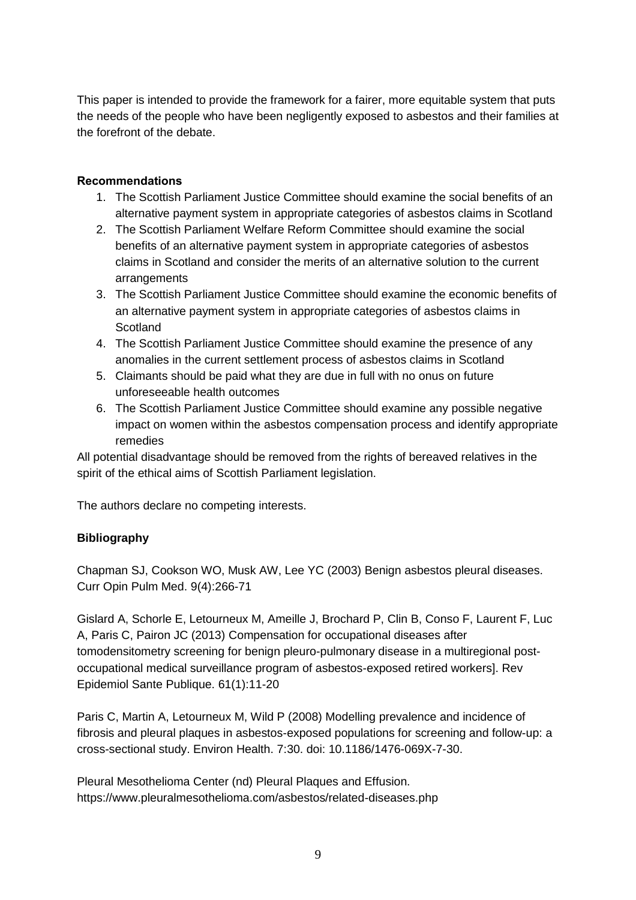This paper is intended to provide the framework for a fairer, more equitable system that puts the needs of the people who have been negligently exposed to asbestos and their families at the forefront of the debate.

**Recommendations**

1. The Scottish Parliament Justice Committee should examine the social benefits of an alternative payment system in appropriate categories of asbestos claims in Scotland
2. The Scottish Parliament Welfare Reform Committee should examine the social benefits of an alternative payment system in appropriate categories of asbestos claims in Scotland and consider the merits of an alternative solution to the current arrangements
3. The Scottish Parliament Justice Committee should examine the economic benefits of an alternative payment system in appropriate categories of asbestos claims in Scotland
4. The Scottish Parliament Justice Committee should examine the presence of any anomalies in the current settlement process of asbestos claims in Scotland
5. Claimants should be paid what they are due in full with no onus on future unforeseeable health outcomes
6. The Scottish Parliament Justice Committee should examine any possible negative impact on women within the asbestos compensation process and identify appropriate remedies

All potential disadvantage should be removed from the rights of bereaved relatives in the spirit of the ethical aims of Scottish Parliament legislation.

The authors declare no competing interests.

**Bibliography**

Chapman SJ, Cookson WO, Musk AW, Lee YC (2003) Benign asbestos pleural diseases. Curr Opin Pulm Med. 9(4):266-71

Gislard A, Schorle E, Letourneux M, Ameille J, Brochard P, Clin B, Conso F, Laurent F, Luc A, Paris C, Pairon JC (2013) Compensation for occupational diseases after tomodensitometry screening for benign pleuro-pulmonary disease in a multiregional post-occupational medical surveillance program of asbestos-exposed retired workers]. Rev Epidemiol Sante Publique. 61(1):11-20

Paris C, Martin A, Letourneux M, Wild P (2008) Modelling prevalence and incidence of fibrosis and pleural plaques in asbestos-exposed populations for screening and follow-up: a cross-sectional study. Environ Health. 7:30. doi: 10.1186/1476-069X-7-30.

Pleural Mesothelioma Center (nd) Pleural Plaques and Effusion. https://www.pleuralmesothelioma.com/asbestos/related-diseases.php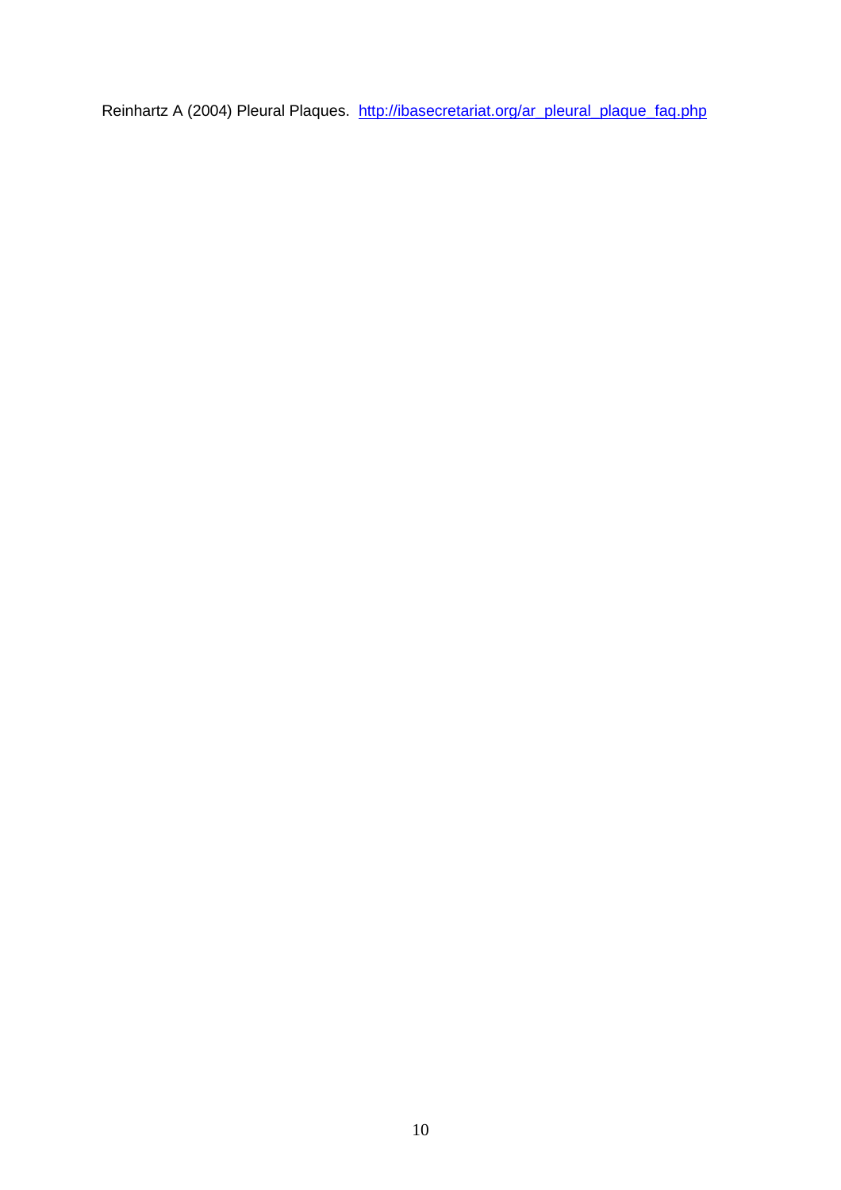Reinhartz A (2004) Pleural Plaques. http://ibasecretariat.org/ar_pleural_plaque_faq.php